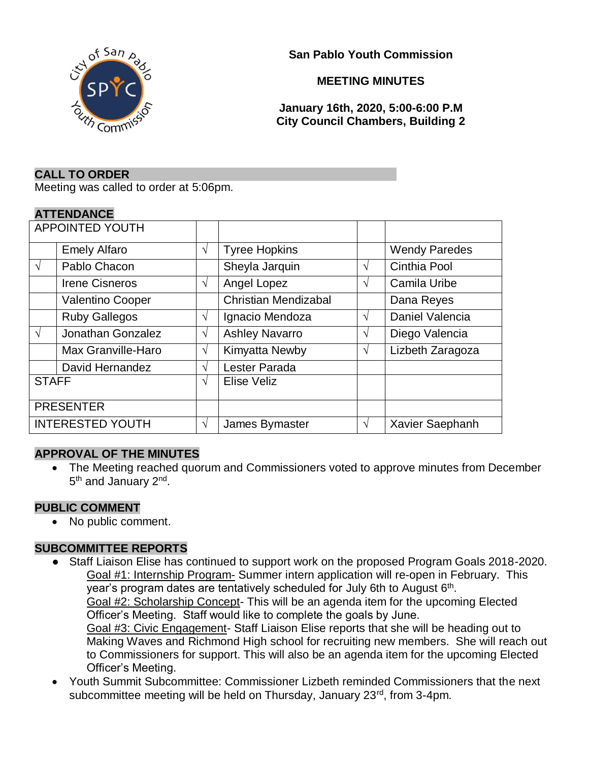**San Pablo Youth Commission**

**MEETING MINUTES**

**January 16th, 2020, 5:00-6:00 P.M**
**City Council Chambers, Building 2**

## CALL TO ORDER

Meeting was called to order at 5:06pm.

## ATTENDANCE

| APPOINTED YOUTH | | | | | |
|---|---|---|---|---|---|
| | Emely Alfaro | √ | Tyree Hopkins | | Wendy Paredes |
| √ | Pablo Chacon | | Sheyla Jarquin | √ | Cinthia Pool |
| | Irene Cisneros | √ | Angel Lopez | √ | Camila Uribe |
| | Valentino Cooper | | Christian Mendizabal | | Dana Reyes |
| | Ruby Gallegos | √ | Ignacio Mendoza | √ | Daniel Valencia |
| √ | Jonathan Gonzalez | √ | Ashley Navarro | √ | Diego Valencia |
| | Max Granville-Haro | √ | Kimyatta Newby | √ | Lizbeth Zaragoza |
| | David Hernandez | √ | Lester Parada | | |
| STAFF | | √ | Elise Veliz | | |
| PRESENTER | | | | | |
| INTERESTED YOUTH | | √ | James Bymaster | √ | Xavier Saephanh |

## APPROVAL OF THE MINUTES

- The Meeting reached quorum and Commissioners voted to approve minutes from December 5th and January 2nd.

## PUBLIC COMMENT

- No public comment.

## SUBCOMMITTEE REPORTS

- Staff Liaison Elise has continued to support work on the proposed Program Goals 2018-2020.
  Goal #1: Internship Program- Summer intern application will re-open in February. This year's program dates are tentatively scheduled for July 6th to August 6th.
  Goal #2: Scholarship Concept- This will be an agenda item for the upcoming Elected Officer's Meeting. Staff would like to complete the goals by June.
  Goal #3: Civic Engagement- Staff Liaison Elise reports that she will be heading out to Making Waves and Richmond High school for recruiting new members. She will reach out to Commissioners for support. This will also be an agenda item for the upcoming Elected Officer's Meeting.
- Youth Summit Subcommittee: Commissioner Lizbeth reminded Commissioners that the next subcommittee meeting will be held on Thursday, January 23rd, from 3-4pm.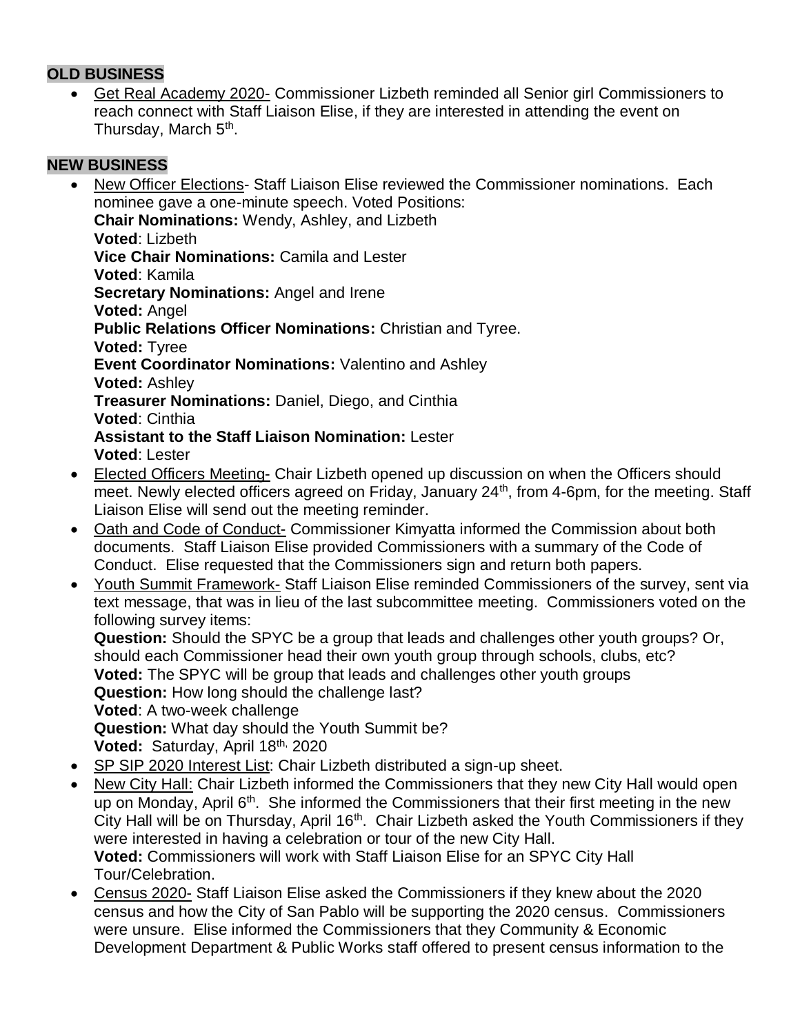## OLD BUSINESS

- Get Real Academy 2020- Commissioner Lizbeth reminded all Senior girl Commissioners to reach connect with Staff Liaison Elise, if they are interested in attending the event on Thursday, March 5th.

## NEW BUSINESS

- New Officer Elections- Staff Liaison Elise reviewed the Commissioner nominations. Each nominee gave a one-minute speech. Voted Positions:
  **Chair Nominations:** Wendy, Ashley, and Lizbeth
  **Voted**: Lizbeth
  **Vice Chair Nominations:** Camila and Lester
  **Voted**: Kamila
  **Secretary Nominations:** Angel and Irene
  **Voted:** Angel
  **Public Relations Officer Nominations:** Christian and Tyree.
  **Voted:** Tyree
  **Event Coordinator Nominations:** Valentino and Ashley
  **Voted:** Ashley
  **Treasurer Nominations:** Daniel, Diego, and Cinthia
  **Voted**: Cinthia
  **Assistant to the Staff Liaison Nomination:** Lester
  **Voted**: Lester
- Elected Officers Meeting- Chair Lizbeth opened up discussion on when the Officers should meet. Newly elected officers agreed on Friday, January 24th, from 4-6pm, for the meeting. Staff Liaison Elise will send out the meeting reminder.
- Oath and Code of Conduct- Commissioner Kimyatta informed the Commission about both documents. Staff Liaison Elise provided Commissioners with a summary of the Code of Conduct. Elise requested that the Commissioners sign and return both papers.
- Youth Summit Framework- Staff Liaison Elise reminded Commissioners of the survey, sent via text message, that was in lieu of the last subcommittee meeting. Commissioners voted on the following survey items:
  **Question:** Should the SPYC be a group that leads and challenges other youth groups? Or, should each Commissioner head their own youth group through schools, clubs, etc?
  **Voted:** The SPYC will be group that leads and challenges other youth groups
  **Question:** How long should the challenge last?
  **Voted**: A two-week challenge
  **Question:** What day should the Youth Summit be?
  **Voted:** Saturday, April 18th, 2020
- SP SIP 2020 Interest List: Chair Lizbeth distributed a sign-up sheet.
- New City Hall: Chair Lizbeth informed the Commissioners that they new City Hall would open up on Monday, April 6th. She informed the Commissioners that their first meeting in the new City Hall will be on Thursday, April 16th. Chair Lizbeth asked the Youth Commissioners if they were interested in having a celebration or tour of the new City Hall.
  **Voted:** Commissioners will work with Staff Liaison Elise for an SPYC City Hall Tour/Celebration.
- Census 2020- Staff Liaison Elise asked the Commissioners if they knew about the 2020 census and how the City of San Pablo will be supporting the 2020 census. Commissioners were unsure. Elise informed the Commissioners that they Community & Economic Development Department & Public Works staff offered to present census information to the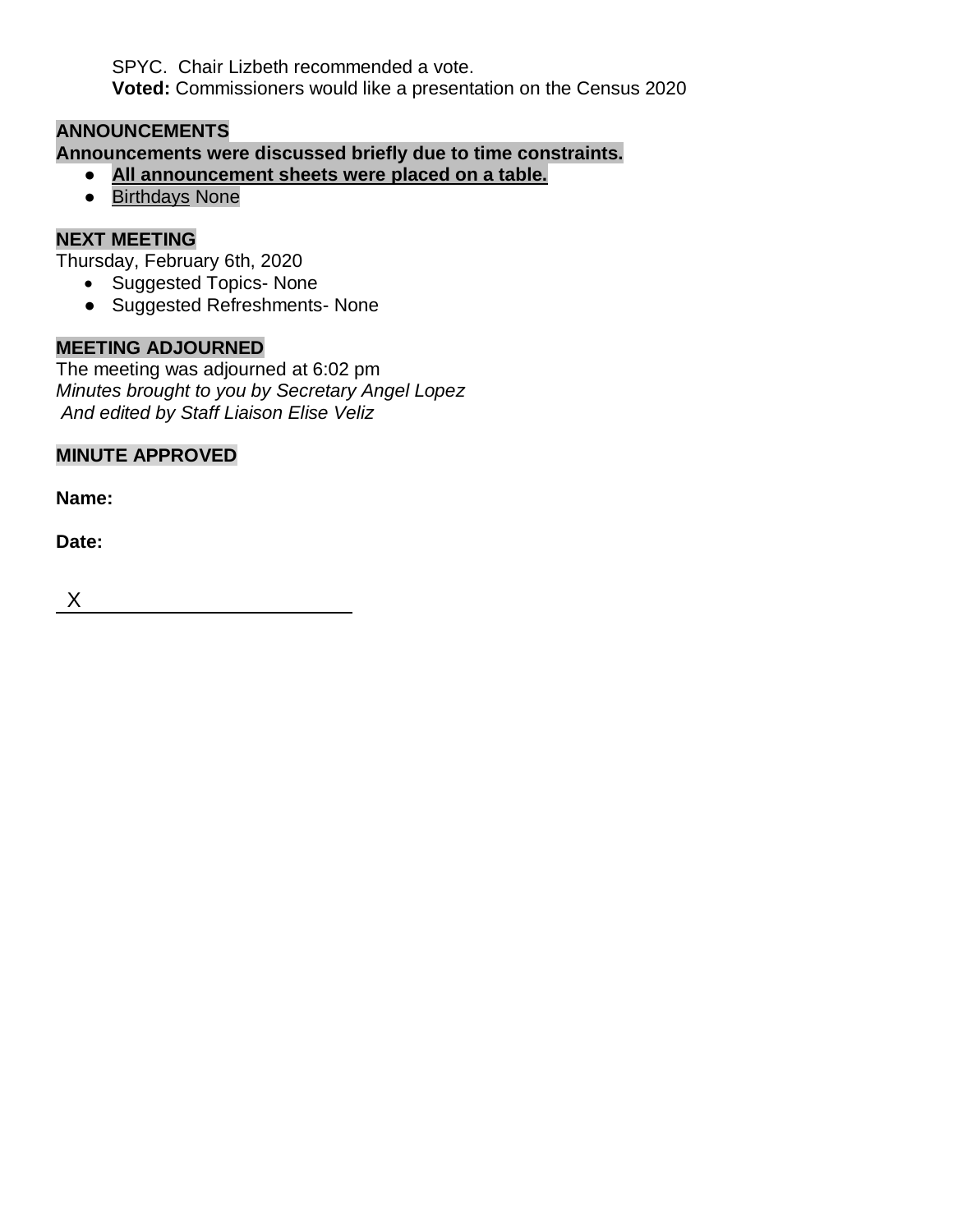SPYC. Chair Lizbeth recommended a vote.
**Voted:** Commissioners would like a presentation on the Census 2020

## ANNOUNCEMENTS

**Announcements were discussed briefly due to time constraints.**

- **All announcement sheets were placed on a table.**
- Birthdays None

## NEXT MEETING

Thursday, February 6th, 2020

- Suggested Topics- None
- Suggested Refreshments- None

## MEETING ADJOURNED

The meeting was adjourned at 6:02 pm
*Minutes brought to you by Secretary Angel Lopez*
*And edited by Staff Liaison Elise Veliz*

## MINUTE APPROVED

**Name:**

**Date:**

X ________________________